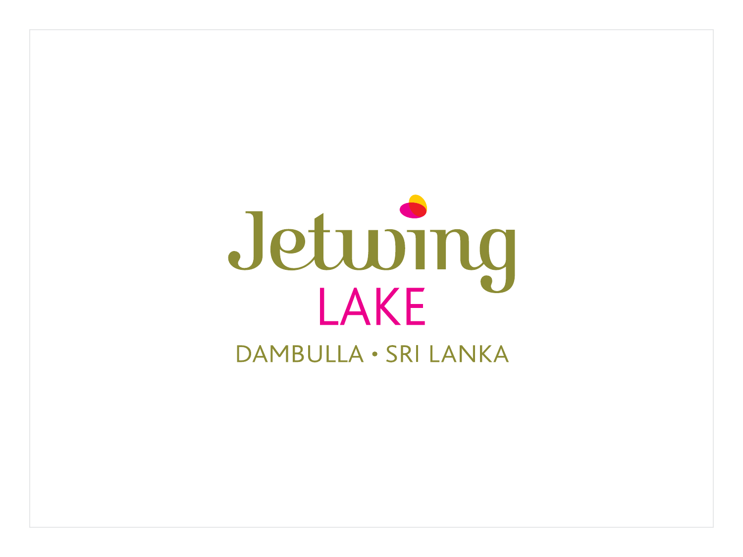# Jetwing

## LAKE

DAMBULLA • SRI LANKA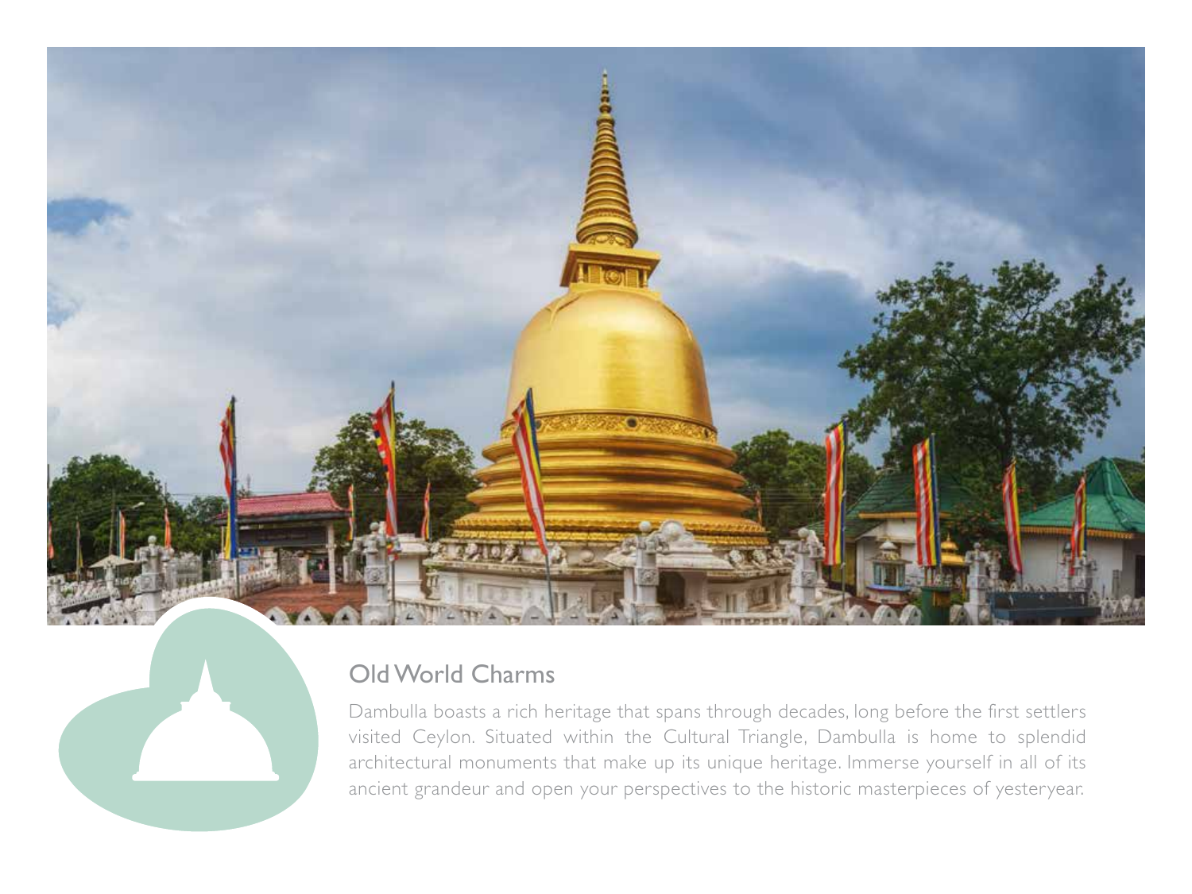## Old World Charms

Dambulla boasts a rich heritage that spans through decades, long before the first settlers visited Ceylon. Situated within the Cultural Triangle, Dambulla is home to splendid architectural monuments that make up its unique heritage. Immerse yourself in all of its ancient grandeur and open your perspectives to the historic masterpieces of yesteryear.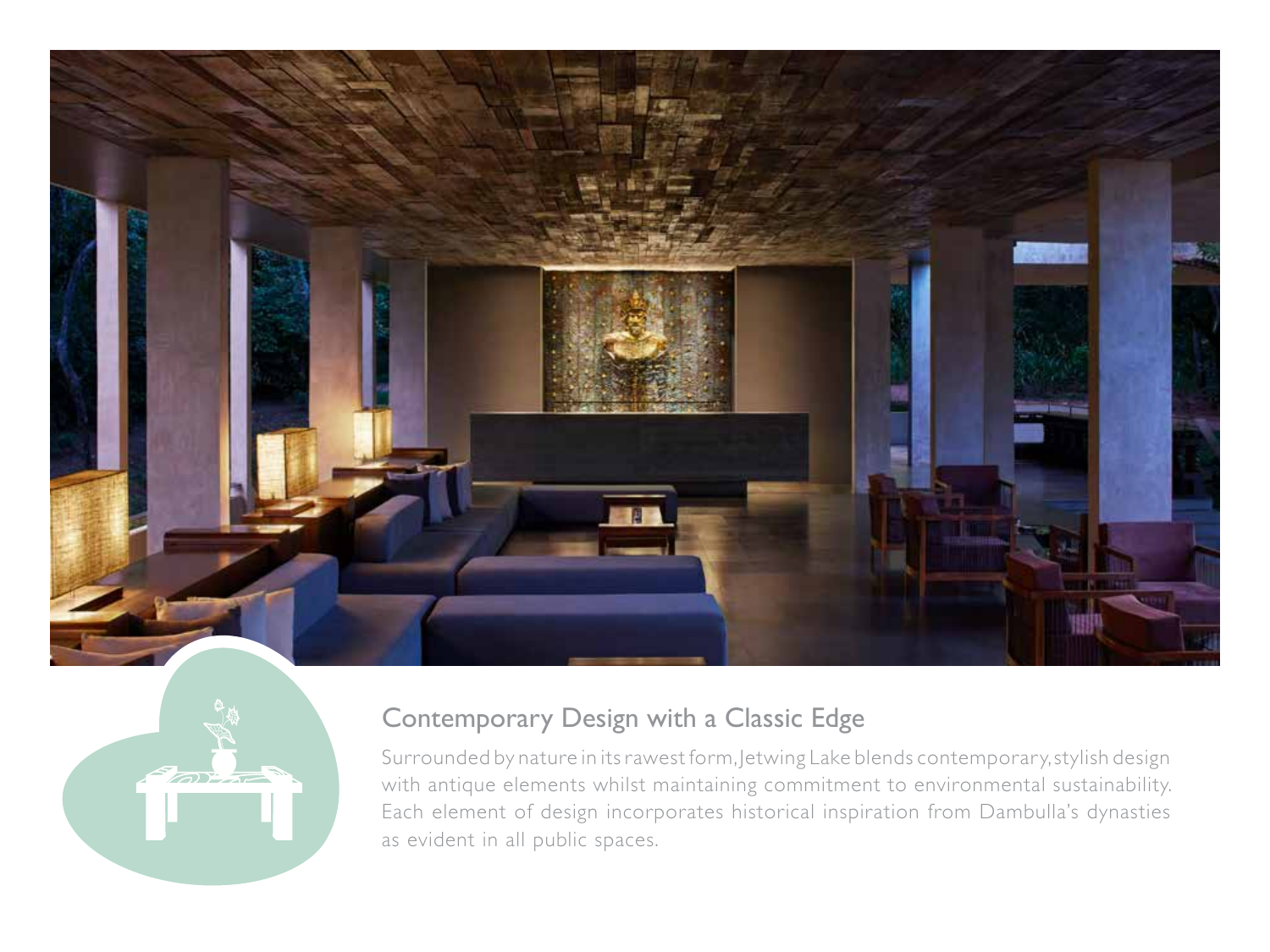## Contemporary Design with a Classic Edge

Surrounded by nature in its rawest form, Jetwing Lake blends contemporary, stylish design with antique elements whilst maintaining commitment to environmental sustainability. Each element of design incorporates historical inspiration from Dambulla's dynasties as evident in all public spaces.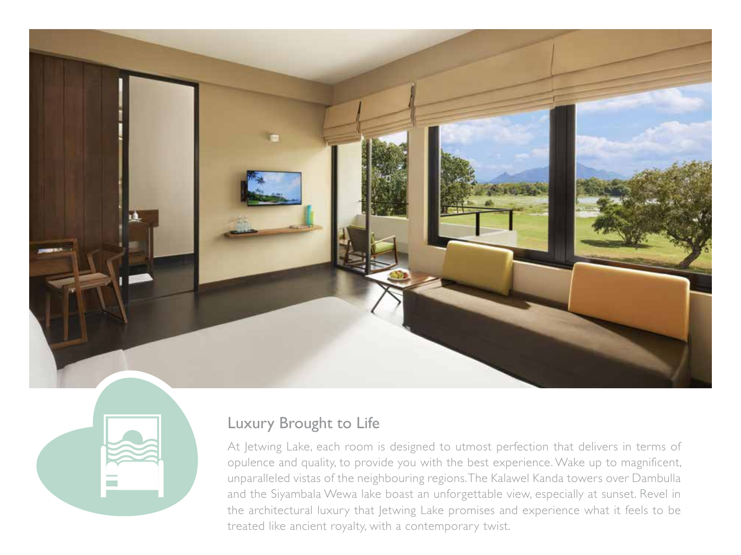## Luxury Brought to Life

At Jetwing Lake, each room is designed to utmost perfection that delivers in terms of opulence and quality, to provide you with the best experience. Wake up to magnificent, unparalleled vistas of the neighbouring regions. The Kalawel Kanda towers over Dambulla and the Siyambala Wewa lake boast an unforgettable view, especially at sunset. Revel in the architectural luxury that Jetwing Lake promises and experience what it feels to be treated like ancient royalty, with a contemporary twist.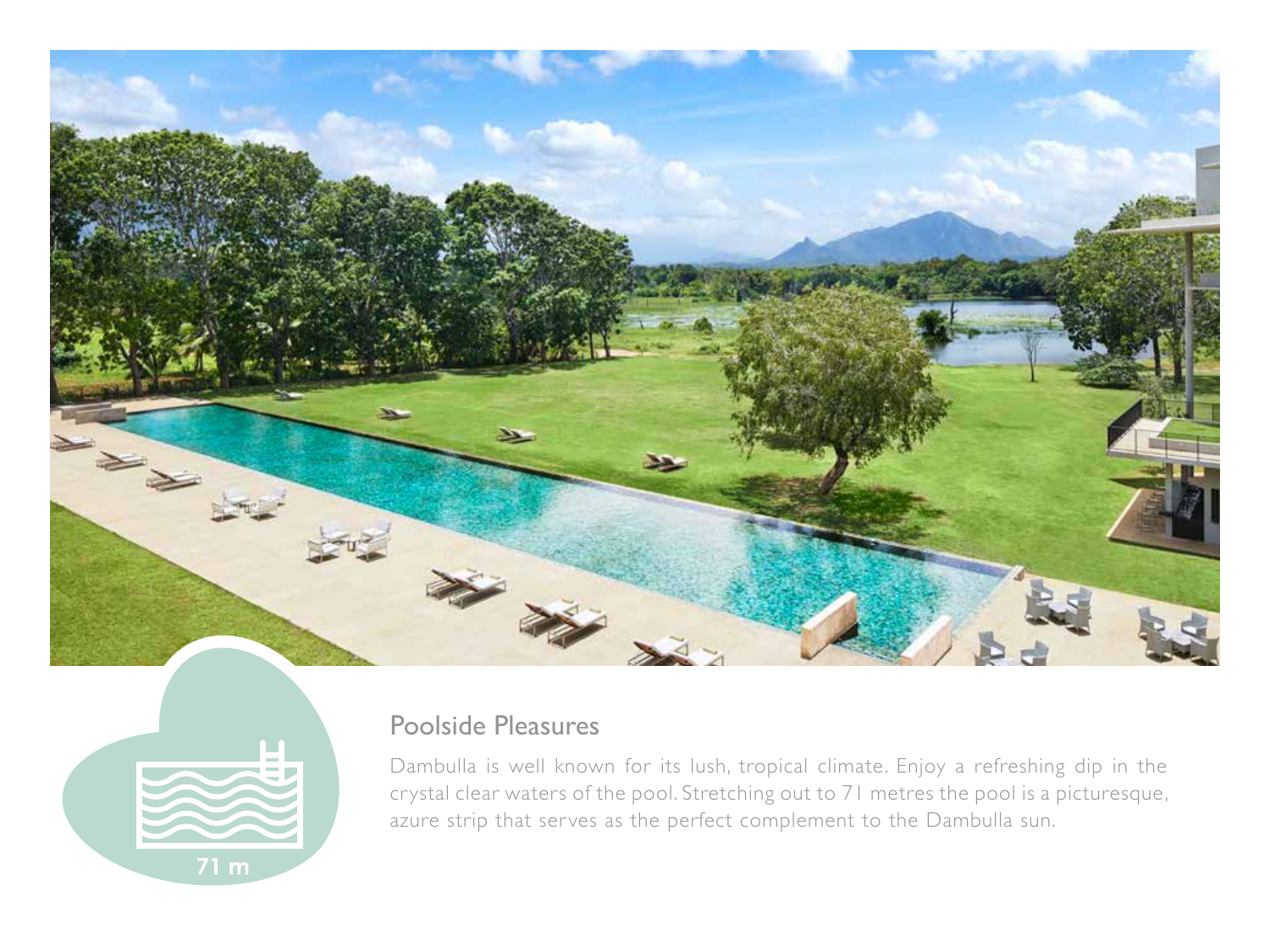71 m

## Poolside Pleasures

Dambulla is well known for its lush, tropical climate. Enjoy a refreshing dip in the crystal clear waters of the pool. Stretching out to 71 metres the pool is a picturesque, azure strip that serves as the perfect complement to the Dambulla sun.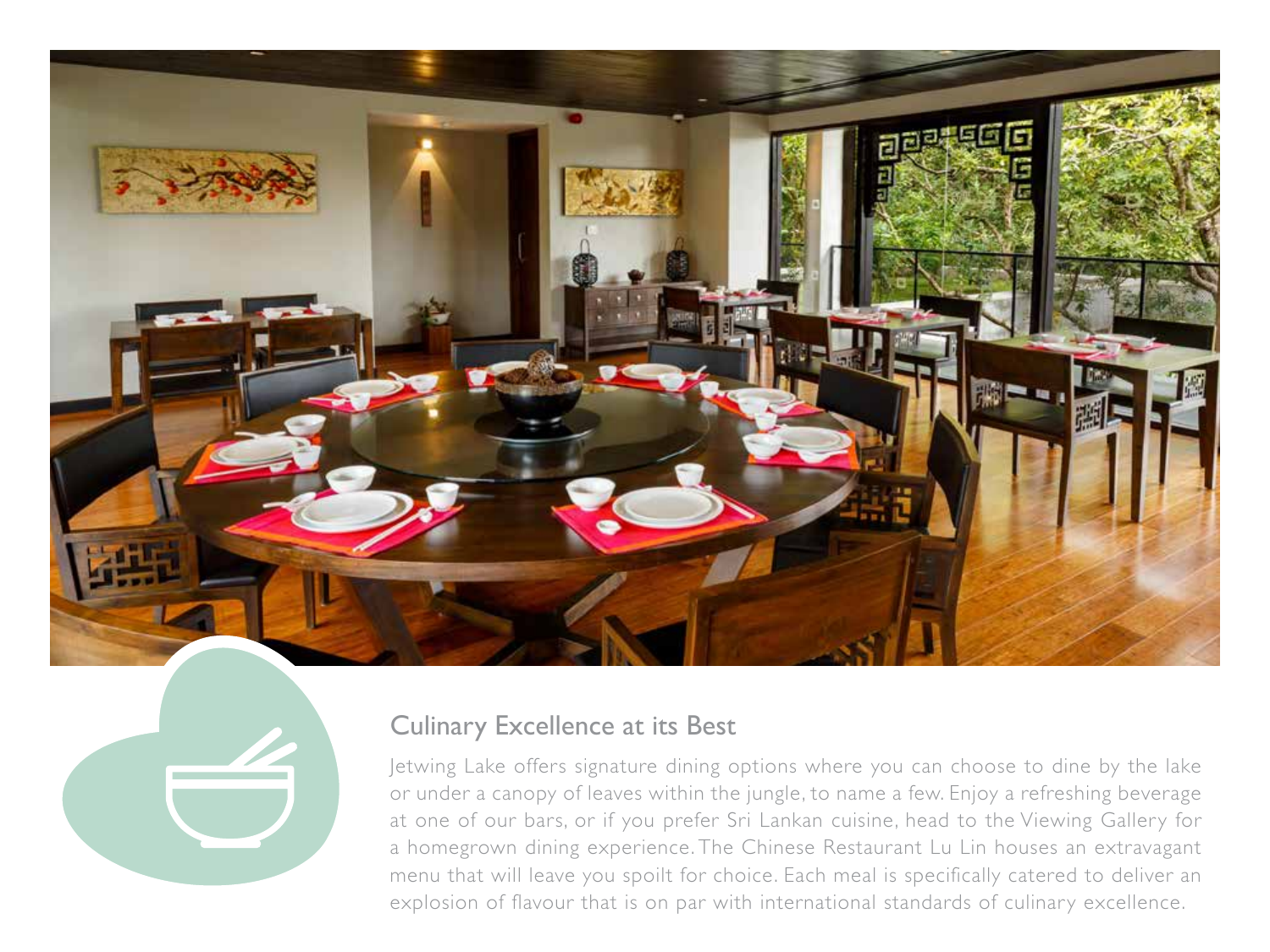## Culinary Excellence at its Best

Jetwing Lake offers signature dining options where you can choose to dine by the lake or under a canopy of leaves within the jungle, to name a few. Enjoy a refreshing beverage at one of our bars, or if you prefer Sri Lankan cuisine, head to the Viewing Gallery for a homegrown dining experience. The Chinese Restaurant Lu Lin houses an extravagant menu that will leave you spoilt for choice. Each meal is specifically catered to deliver an explosion of flavour that is on par with international standards of culinary excellence.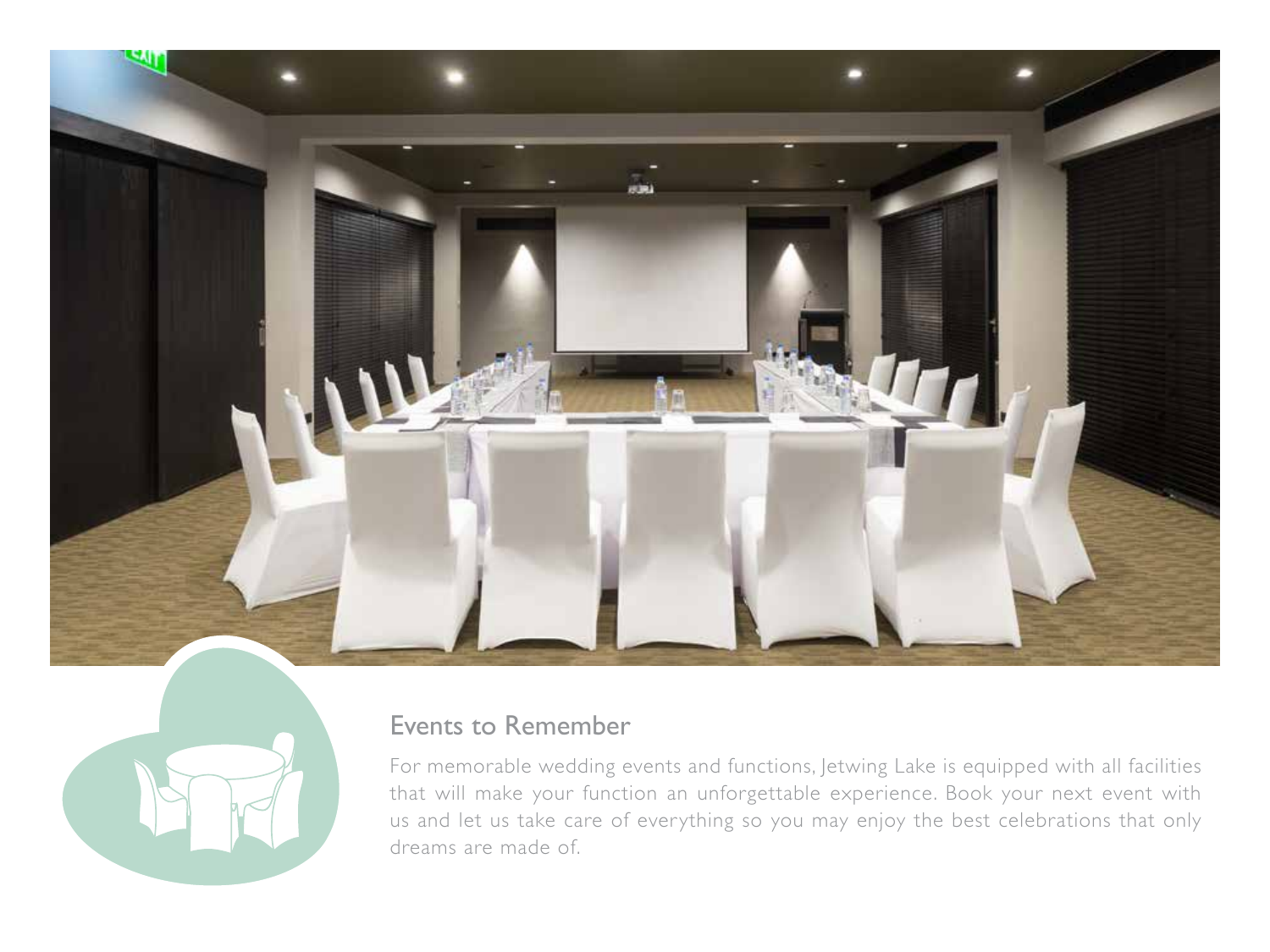## Events to Remember

For memorable wedding events and functions, Jetwing Lake is equipped with all facilities that will make your function an unforgettable experience. Book your next event with us and let us take care of everything so you may enjoy the best celebrations that only dreams are made of.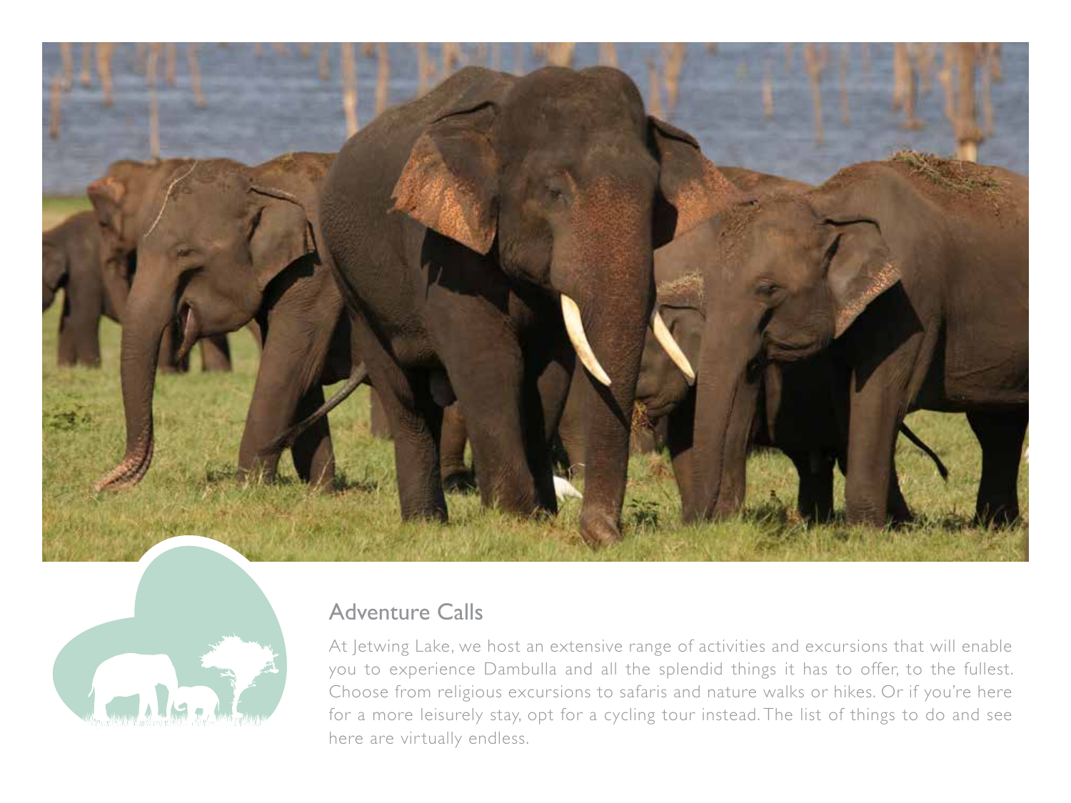## Adventure Calls

At Jetwing Lake, we host an extensive range of activities and excursions that will enable you to experience Dambulla and all the splendid things it has to offer, to the fullest. Choose from religious excursions to safaris and nature walks or hikes. Or if you're here for a more leisurely stay, opt for a cycling tour instead. The list of things to do and see here are virtually endless.